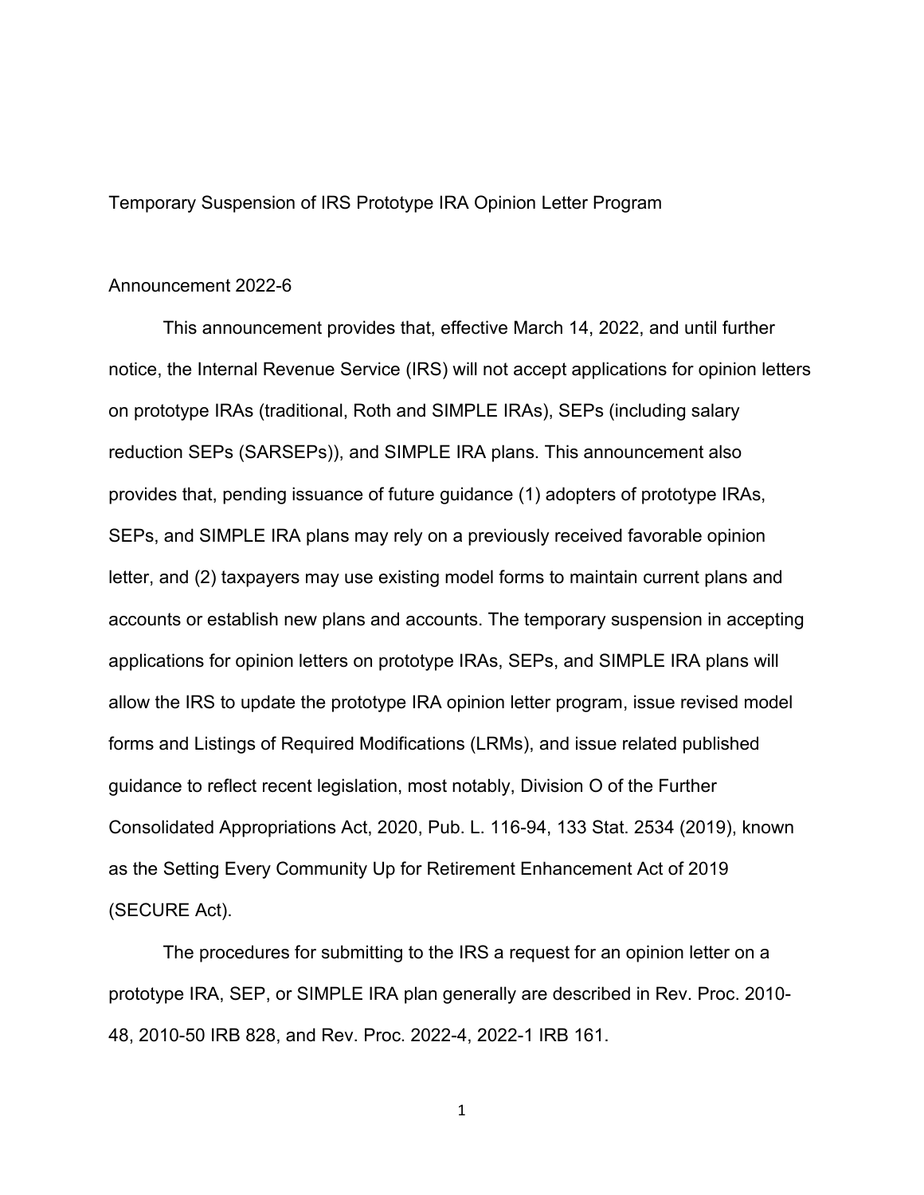# Temporary Suspension of IRS Prototype IRA Opinion Letter Program

## Announcement 2022-6

This announcement provides that, effective March 14, 2022, and until further notice, the Internal Revenue Service (IRS) will not accept applications for opinion letters on prototype IRAs (traditional, Roth and SIMPLE IRAs), SEPs (including salary reduction SEPs (SARSEPs)), and SIMPLE IRA plans. This announcement also provides that, pending issuance of future guidance (1) adopters of prototype IRAs, SEPs, and SIMPLE IRA plans may rely on a previously received favorable opinion letter, and (2) taxpayers may use existing model forms to maintain current plans and accounts or establish new plans and accounts. The temporary suspension in accepting applications for opinion letters on prototype IRAs, SEPs, and SIMPLE IRA plans will allow the IRS to update the prototype IRA opinion letter program, issue revised model forms and Listings of Required Modifications (LRMs), and issue related published guidance to reflect recent legislation, most notably, Division O of the Further Consolidated Appropriations Act, 2020, Pub. L. 116-94, 133 Stat. 2534 (2019), known as the Setting Every Community Up for Retirement Enhancement Act of 2019 (SECURE Act).

The procedures for submitting to the IRS a request for an opinion letter on a prototype IRA, SEP, or SIMPLE IRA plan generally are described in Rev. Proc. 2010-48, 2010-50 IRB 828, and Rev. Proc. 2022-4, 2022-1 IRB 161.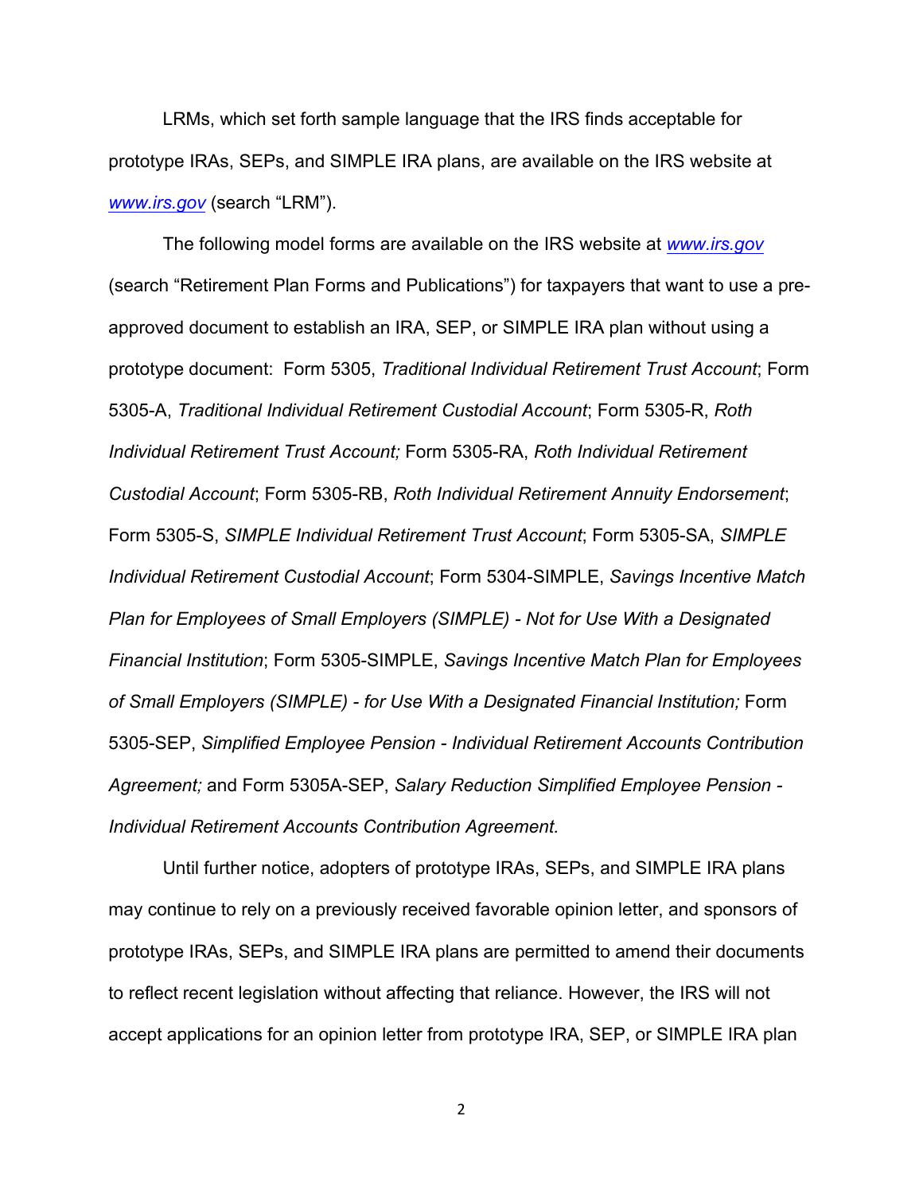LRMs, which set forth sample language that the IRS finds acceptable for prototype IRAs, SEPs, and SIMPLE IRA plans, are available on the IRS website at *www.irs.gov* (search "LRM").

The following model forms are available on the IRS website at *www.irs.gov* (search "Retirement Plan Forms and Publications") for taxpayers that want to use a pre-approved document to establish an IRA, SEP, or SIMPLE IRA plan without using a prototype document: Form 5305, *Traditional Individual Retirement Trust Account*; Form 5305-A, *Traditional Individual Retirement Custodial Account*; Form 5305-R, *Roth Individual Retirement Trust Account;* Form 5305-RA, *Roth Individual Retirement Custodial Account*; Form 5305-RB, *Roth Individual Retirement Annuity Endorsement*; Form 5305-S, *SIMPLE Individual Retirement Trust Account*; Form 5305-SA, *SIMPLE Individual Retirement Custodial Account*; Form 5304-SIMPLE, *Savings Incentive Match Plan for Employees of Small Employers (SIMPLE) - Not for Use With a Designated Financial Institution*; Form 5305-SIMPLE, *Savings Incentive Match Plan for Employees of Small Employers (SIMPLE) - for Use With a Designated Financial Institution;* Form 5305-SEP, *Simplified Employee Pension - Individual Retirement Accounts Contribution Agreement;* and Form 5305A-SEP, *Salary Reduction Simplified Employee Pension - Individual Retirement Accounts Contribution Agreement.*

Until further notice, adopters of prototype IRAs, SEPs, and SIMPLE IRA plans may continue to rely on a previously received favorable opinion letter, and sponsors of prototype IRAs, SEPs, and SIMPLE IRA plans are permitted to amend their documents to reflect recent legislation without affecting that reliance. However, the IRS will not accept applications for an opinion letter from prototype IRA, SEP, or SIMPLE IRA plan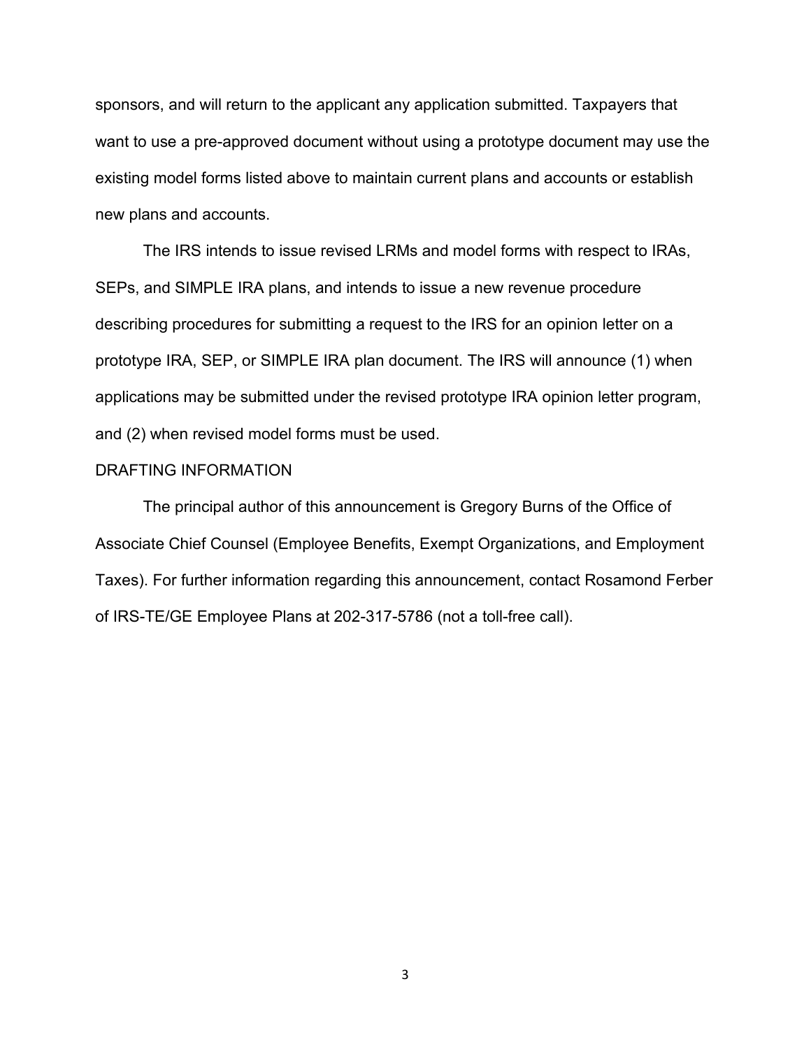sponsors, and will return to the applicant any application submitted. Taxpayers that want to use a pre-approved document without using a prototype document may use the existing model forms listed above to maintain current plans and accounts or establish new plans and accounts.

The IRS intends to issue revised LRMs and model forms with respect to IRAs, SEPs, and SIMPLE IRA plans, and intends to issue a new revenue procedure describing procedures for submitting a request to the IRS for an opinion letter on a prototype IRA, SEP, or SIMPLE IRA plan document. The IRS will announce (1) when applications may be submitted under the revised prototype IRA opinion letter program, and (2) when revised model forms must be used.

## DRAFTING INFORMATION

The principal author of this announcement is Gregory Burns of the Office of Associate Chief Counsel (Employee Benefits, Exempt Organizations, and Employment Taxes). For further information regarding this announcement, contact Rosamond Ferber of IRS-TE/GE Employee Plans at 202-317-5786 (not a toll-free call).